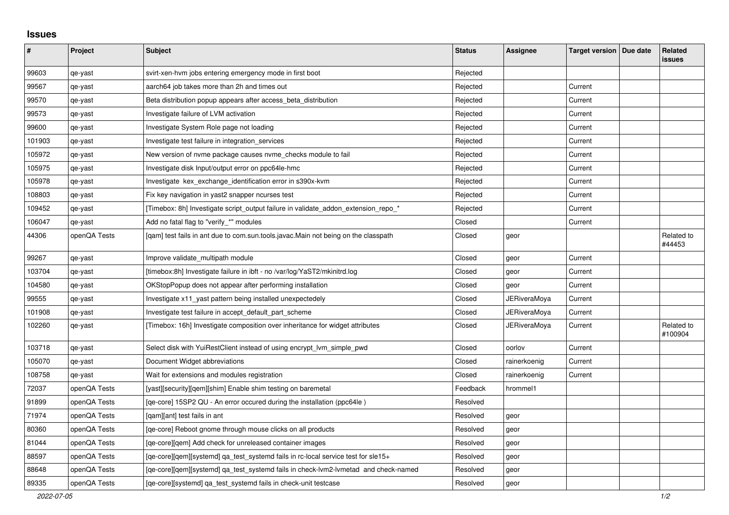# Issues

| # | Project | Subject | Status | Assignee | Target version | Due date | Related issues |
|---|---|---|---|---|---|---|---|
| 99603 | qe-yast | svirt-xen-hvm jobs entering emergency mode in first boot | Rejected | | | | |
| 99567 | qe-yast | aarch64 job takes more than 2h and times out | Rejected | | Current | | |
| 99570 | qe-yast | Beta distribution popup appears after access_beta_distribution | Rejected | | Current | | |
| 99573 | qe-yast | Investigate failure of LVM activation | Rejected | | Current | | |
| 99600 | qe-yast | Investigate System Role page not loading | Rejected | | Current | | |
| 101903 | qe-yast | Investigate test failure in integration_services | Rejected | | Current | | |
| 105972 | qe-yast | New version of nvme package causes nvme_checks module to fail | Rejected | | Current | | |
| 105975 | qe-yast | Investigate disk Input/output error on ppc64le-hmc | Rejected | | Current | | |
| 105978 | qe-yast | Investigate kex_exchange_identification error in s390x-kvm | Rejected | | Current | | |
| 108803 | qe-yast | Fix key navigation in yast2 snapper ncurses test | Rejected | | Current | | |
| 109452 | qe-yast | [Timebox: 8h] Investigate script_output failure in validate_addon_extension_repo_* | Rejected | | Current | | |
| 106047 | qe-yast | Add no fatal flag to "verify_*" modules | Closed | | Current | | |
| 44306 | openQA Tests | [qam] test fails in ant due to com.sun.tools.javac.Main not being on the classpath | Closed | geor | | | Related to #44453 |
| 99267 | qe-yast | Improve validate_multipath module | Closed | geor | Current | | |
| 103704 | qe-yast | [timebox:8h] Investigate failure in ibft - no /var/log/YaST2/mkinitrd.log | Closed | geor | Current | | |
| 104580 | qe-yast | OKStopPopup does not appear after performing installation | Closed | geor | Current | | |
| 99555 | qe-yast | Investigate x11_yast pattern being installed unexpectedely | Closed | JERiveraMoya | Current | | |
| 101908 | qe-yast | Investigate test failure in accept_default_part_scheme | Closed | JERiveraMoya | Current | | |
| 102260 | qe-yast | [Timebox: 16h] Investigate composition over inheritance for widget attributes | Closed | JERiveraMoya | Current | | Related to #100904 |
| 103718 | qe-yast | Select disk with YuiRestClient instead of using encrypt_lvm_simple_pwd | Closed | oorlov | Current | | |
| 105070 | qe-yast | Document Widget abbreviations | Closed | rainerkoenig | Current | | |
| 108758 | qe-yast | Wait for extensions and modules registration | Closed | rainerkoenig | Current | | |
| 72037 | openQA Tests | [yast][security][qem][shim] Enable shim testing on baremetal | Feedback | hrommel1 | | | |
| 91899 | openQA Tests | [qe-core] 15SP2 QU - An error occured during the installation (ppc64le ) | Resolved | | | | |
| 71974 | openQA Tests | [qam][ant] test fails in ant | Resolved | geor | | | |
| 80360 | openQA Tests | [qe-core] Reboot gnome through mouse clicks on all products | Resolved | geor | | | |
| 81044 | openQA Tests | [qe-core][qem] Add check for unreleased container images | Resolved | geor | | | |
| 88597 | openQA Tests | [qe-core][qem][systemd] qa_test_systemd fails in rc-local service test for sle15+ | Resolved | geor | | | |
| 88648 | openQA Tests | [qe-core][qem][systemd] qa_test_systemd fails in check-lvm2-lvmetad and check-named | Resolved | geor | | | |
| 89335 | openQA Tests | [qe-core][systemd] qa_test_systemd fails in check-unit testcase | Resolved | geor | | | |

*2022-07-05*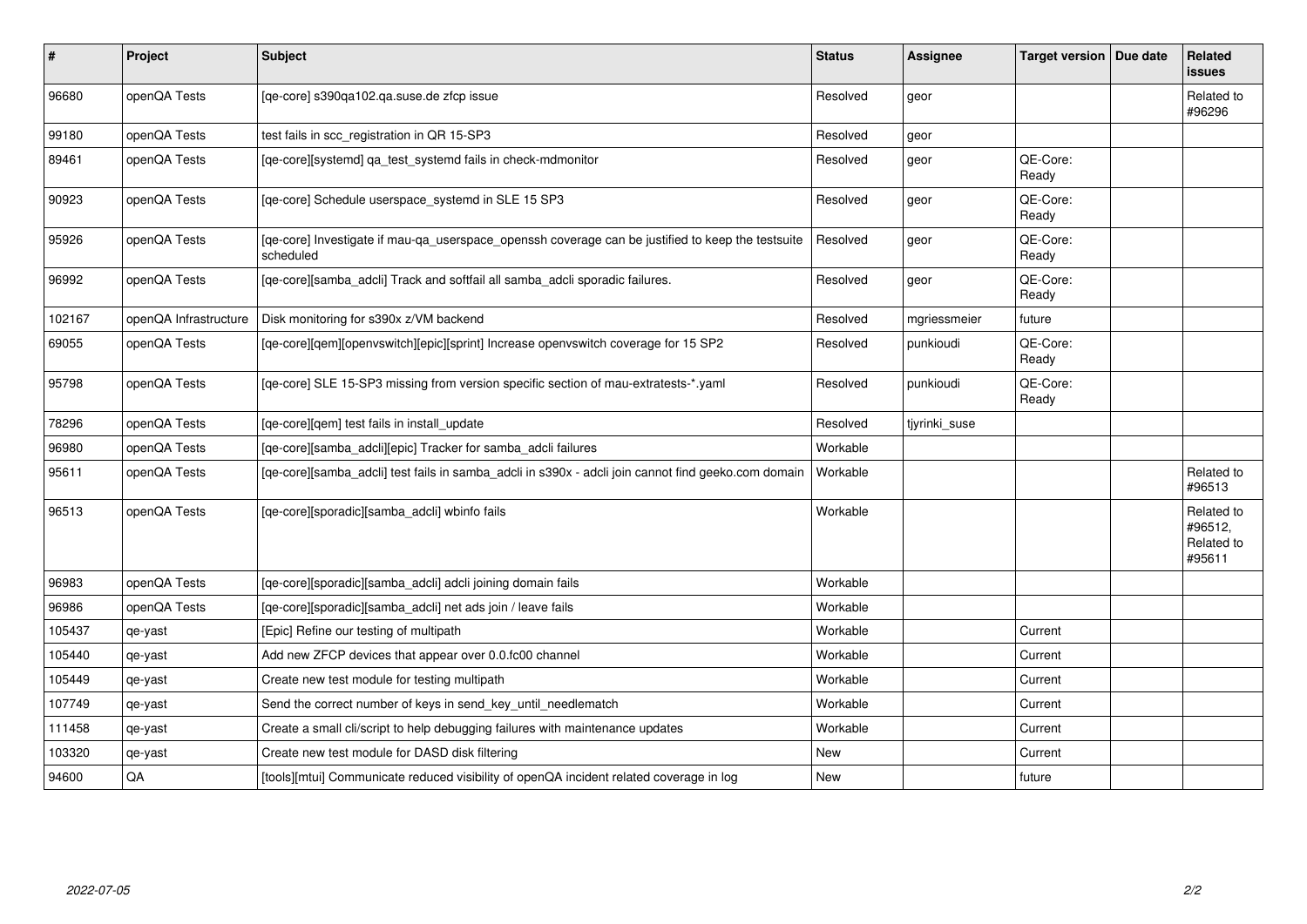| # | Project | Subject | Status | Assignee | Target version | Due date | Related issues |
|---|---|---|---|---|---|---|---|
| 96680 | openQA Tests | [qe-core] s390qa102.qa.suse.de zfcp issue | Resolved | geor | | | Related to #96296 |
| 99180 | openQA Tests | test fails in scc_registration in QR 15-SP3 | Resolved | geor | | | |
| 89461 | openQA Tests | [qe-core][systemd] qa_test_systemd fails in check-mdmonitor | Resolved | geor | QE-Core: Ready | | |
| 90923 | openQA Tests | [qe-core] Schedule userspace_systemd in SLE 15 SP3 | Resolved | geor | QE-Core: Ready | | |
| 95926 | openQA Tests | [qe-core] Investigate if mau-qa_userspace_openssh coverage can be justified to keep the testsuite scheduled | Resolved | geor | QE-Core: Ready | | |
| 96992 | openQA Tests | [qe-core][samba_adcli] Track and softfail all samba_adcli sporadic failures. | Resolved | geor | QE-Core: Ready | | |
| 102167 | openQA Infrastructure | Disk monitoring for s390x z/VM backend | Resolved | mgriessmeier | future | | |
| 69055 | openQA Tests | [qe-core][qem][openvswitch][epic][sprint] Increase openvswitch coverage for 15 SP2 | Resolved | punkioudi | QE-Core: Ready | | |
| 95798 | openQA Tests | [qe-core] SLE 15-SP3 missing from version specific section of mau-extratests-*.yaml | Resolved | punkioudi | QE-Core: Ready | | |
| 78296 | openQA Tests | [qe-core][qem] test fails in install_update | Resolved | tjyrinki_suse | | | |
| 96980 | openQA Tests | [qe-core][samba_adcli][epic] Tracker for samba_adcli failures | Workable | | | | |
| 95611 | openQA Tests | [qe-core][samba_adcli] test fails in samba_adcli in s390x - adcli join cannot find geeko.com domain | Workable | | | | Related to #96513 |
| 96513 | openQA Tests | [qe-core][sporadic][samba_adcli] wbinfo fails | Workable | | | | Related to #96512, Related to #95611 |
| 96983 | openQA Tests | [qe-core][sporadic][samba_adcli] adcli joining domain fails | Workable | | | | |
| 96986 | openQA Tests | [qe-core][sporadic][samba_adcli] net ads join / leave fails | Workable | | | | |
| 105437 | qe-yast | [Epic] Refine our testing of multipath | Workable | | Current | | |
| 105440 | qe-yast | Add new ZFCP devices that appear over 0.0.fc00 channel | Workable | | Current | | |
| 105449 | qe-yast | Create new test module for testing multipath | Workable | | Current | | |
| 107749 | qe-yast | Send the correct number of keys in send_key_until_needlematch | Workable | | Current | | |
| 111458 | qe-yast | Create a small cli/script to help debugging failures with maintenance updates | Workable | | Current | | |
| 103320 | qe-yast | Create new test module for DASD disk filtering | New | | Current | | |
| 94600 | QA | [tools][mtui] Communicate reduced visibility of openQA incident related coverage in log | New | | future | | |